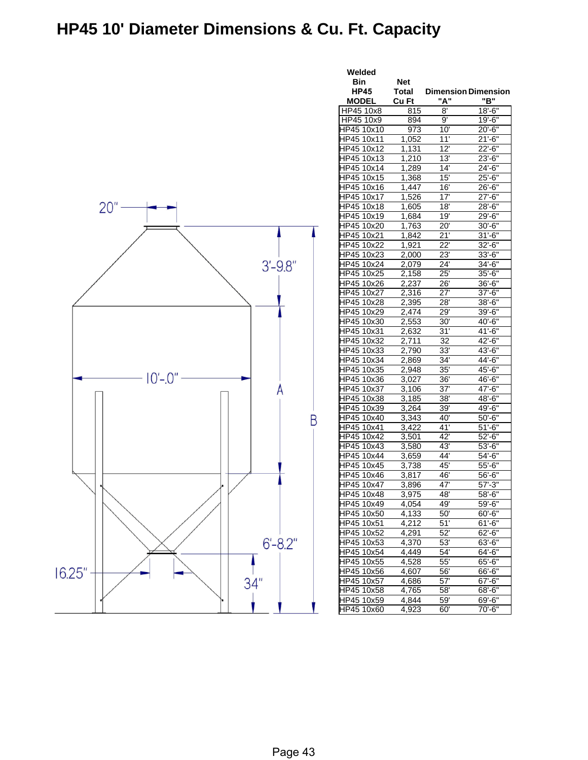# HP45 10' Diameter Dimensions & Cu. Ft. Capacity

| Welded Bin HP45 MODEL | Net Total Cu Ft | Dimension "A" | Dimension "B" |
|---|---|---|---|
| HP45 10x8 | 815 | 8' | 18'-6" |
| HP45 10x9 | 894 | 9' | 19'-6" |
| HP45 10x10 | 973 | 10' | 20'-6" |
| HP45 10x11 | 1,052 | 11' | 21'-6" |
| HP45 10x12 | 1,131 | 12' | 22'-6" |
| HP45 10x13 | 1,210 | 13' | 23'-6" |
| HP45 10x14 | 1,289 | 14' | 24'-6" |
| HP45 10x15 | 1,368 | 15' | 25'-6" |
| HP45 10x16 | 1,447 | 16' | 26'-6" |
| HP45 10x17 | 1,526 | 17' | 27'-6" |
| HP45 10x18 | 1,605 | 18' | 28'-6" |
| HP45 10x19 | 1,684 | 19' | 29'-6" |
| HP45 10x20 | 1,763 | 20' | 30'-6" |
| HP45 10x21 | 1,842 | 21' | 31'-6" |
| HP45 10x22 | 1,921 | 22' | 32'-6" |
| HP45 10x23 | 2,000 | 23' | 33'-6" |
| HP45 10x24 | 2,079 | 24' | 34'-6" |
| HP45 10x25 | 2,158 | 25' | 35'-6" |
| HP45 10x26 | 2,237 | 26' | 36'-6" |
| HP45 10x27 | 2,316 | 27' | 37'-6" |
| HP45 10x28 | 2,395 | 28' | 38'-6" |
| HP45 10x29 | 2,474 | 29' | 39'-6" |
| HP45 10x30 | 2,553 | 30' | 40'-6" |
| HP45 10x31 | 2,632 | 31' | 41'-6" |
| HP45 10x32 | 2,711 | 32 | 42'-6" |
| HP45 10x33 | 2,790 | 33' | 43'-6" |
| HP45 10x34 | 2,869 | 34' | 44'-6" |
| HP45 10x35 | 2,948 | 35' | 45'-6" |
| HP45 10x36 | 3,027 | 36' | 46'-6" |
| HP45 10x37 | 3,106 | 37' | 47'-6" |
| HP45 10x38 | 3,185 | 38' | 48'-6" |
| HP45 10x39 | 3,264 | 39' | 49'-6" |
| HP45 10x40 | 3,343 | 40' | 50'-6" |
| HP45 10x41 | 3,422 | 41' | 51'-6" |
| HP45 10x42 | 3,501 | 42' | 52'-6" |
| HP45 10x43 | 3,580 | 43' | 53'-6" |
| HP45 10x44 | 3,659 | 44' | 54'-6" |
| HP45 10x45 | 3,738 | 45' | 55'-6" |
| HP45 10x46 | 3,817 | 46' | 56'-6" |
| HP45 10x47 | 3,896 | 47' | 57'-3" |
| HP45 10x48 | 3,975 | 48' | 58'-6" |
| HP45 10x49 | 4,054 | 49' | 59'-6" |
| HP45 10x50 | 4,133 | 50' | 60'-6" |
| HP45 10x51 | 4,212 | 51' | 61'-6" |
| HP45 10x52 | 4,291 | 52' | 62'-6" |
| HP45 10x53 | 4,370 | 53' | 63'-6" |
| HP45 10x54 | 4,449 | 54' | 64'-6" |
| HP45 10x55 | 4,528 | 55' | 65'-6" |
| HP45 10x56 | 4,607 | 56' | 66'-6" |
| HP45 10x57 | 4,686 | 57' | 67'-6" |
| HP45 10x58 | 4,765 | 58' | 68'-6" |
| HP45 10x59 | 4,844 | 59' | 69'-6" |
| HP45 10x60 | 4,923 | 60' | 70'-6" |

20"

3'-9.8"

10'-0"

A

B

6'-8.2"

16.25"

34"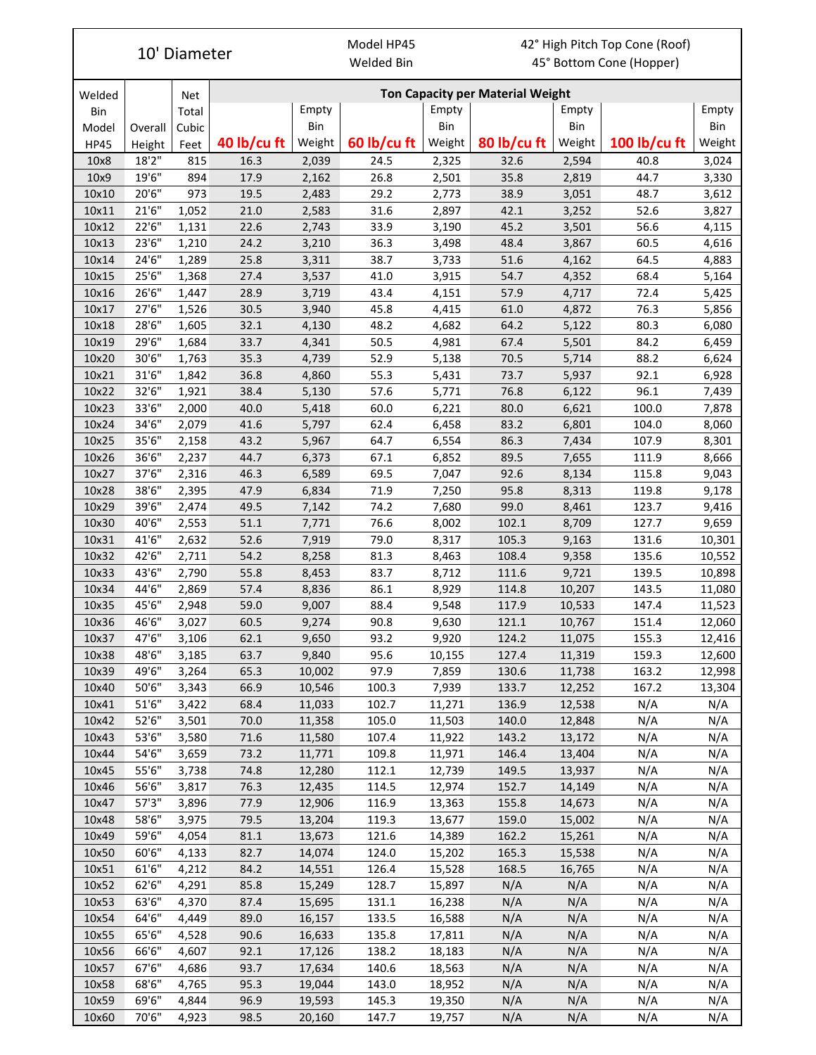| 10' Diameter | | | Model HP45 Welded Bin | | | 42° High Pitch Top Cone (Roof) 45° Bottom Cone (Hopper) | | | | |
|---|---|---|---|---|---|---|---|---|---|---|
| Welded Bin Model HP45 | Overall Height | Net Total Cubic Feet | Ton Capacity per Material Weight | | | | | | | |
| | | | 40 lb/cu ft | Empty Bin Weight | 60 lb/cu ft | Empty Bin Weight | 80 lb/cu ft | Empty Bin Weight | 100 lb/cu ft | Empty Bin Weight |
| 10x8 | 18'2" | 815 | 16.3 | 2,039 | 24.5 | 2,325 | 32.6 | 2,594 | 40.8 | 3,024 |
| 10x9 | 19'6" | 894 | 17.9 | 2,162 | 26.8 | 2,501 | 35.8 | 2,819 | 44.7 | 3,330 |
| 10x10 | 20'6" | 973 | 19.5 | 2,483 | 29.2 | 2,773 | 38.9 | 3,051 | 48.7 | 3,612 |
| 10x11 | 21'6" | 1,052 | 21.0 | 2,583 | 31.6 | 2,897 | 42.1 | 3,252 | 52.6 | 3,827 |
| 10x12 | 22'6" | 1,131 | 22.6 | 2,743 | 33.9 | 3,190 | 45.2 | 3,501 | 56.6 | 4,115 |
| 10x13 | 23'6" | 1,210 | 24.2 | 3,210 | 36.3 | 3,498 | 48.4 | 3,867 | 60.5 | 4,616 |
| 10x14 | 24'6" | 1,289 | 25.8 | 3,311 | 38.7 | 3,733 | 51.6 | 4,162 | 64.5 | 4,883 |
| 10x15 | 25'6" | 1,368 | 27.4 | 3,537 | 41.0 | 3,915 | 54.7 | 4,352 | 68.4 | 5,164 |
| 10x16 | 26'6" | 1,447 | 28.9 | 3,719 | 43.4 | 4,151 | 57.9 | 4,717 | 72.4 | 5,425 |
| 10x17 | 27'6" | 1,526 | 30.5 | 3,940 | 45.8 | 4,415 | 61.0 | 4,872 | 76.3 | 5,856 |
| 10x18 | 28'6" | 1,605 | 32.1 | 4,130 | 48.2 | 4,682 | 64.2 | 5,122 | 80.3 | 6,080 |
| 10x19 | 29'6" | 1,684 | 33.7 | 4,341 | 50.5 | 4,981 | 67.4 | 5,501 | 84.2 | 6,459 |
| 10x20 | 30'6" | 1,763 | 35.3 | 4,739 | 52.9 | 5,138 | 70.5 | 5,714 | 88.2 | 6,624 |
| 10x21 | 31'6" | 1,842 | 36.8 | 4,860 | 55.3 | 5,431 | 73.7 | 5,937 | 92.1 | 6,928 |
| 10x22 | 32'6" | 1,921 | 38.4 | 5,130 | 57.6 | 5,771 | 76.8 | 6,122 | 96.1 | 7,439 |
| 10x23 | 33'6" | 2,000 | 40.0 | 5,418 | 60.0 | 6,221 | 80.0 | 6,621 | 100.0 | 7,878 |
| 10x24 | 34'6" | 2,079 | 41.6 | 5,797 | 62.4 | 6,458 | 83.2 | 6,801 | 104.0 | 8,060 |
| 10x25 | 35'6" | 2,158 | 43.2 | 5,967 | 64.7 | 6,554 | 86.3 | 7,434 | 107.9 | 8,301 |
| 10x26 | 36'6" | 2,237 | 44.7 | 6,373 | 67.1 | 6,852 | 89.5 | 7,655 | 111.9 | 8,666 |
| 10x27 | 37'6" | 2,316 | 46.3 | 6,589 | 69.5 | 7,047 | 92.6 | 8,134 | 115.8 | 9,043 |
| 10x28 | 38'6" | 2,395 | 47.9 | 6,834 | 71.9 | 7,250 | 95.8 | 8,313 | 119.8 | 9,178 |
| 10x29 | 39'6" | 2,474 | 49.5 | 7,142 | 74.2 | 7,680 | 99.0 | 8,461 | 123.7 | 9,416 |
| 10x30 | 40'6" | 2,553 | 51.1 | 7,771 | 76.6 | 8,002 | 102.1 | 8,709 | 127.7 | 9,659 |
| 10x31 | 41'6" | 2,632 | 52.6 | 7,919 | 79.0 | 8,317 | 105.3 | 9,163 | 131.6 | 10,301 |
| 10x32 | 42'6" | 2,711 | 54.2 | 8,258 | 81.3 | 8,463 | 108.4 | 9,358 | 135.6 | 10,552 |
| 10x33 | 43'6" | 2,790 | 55.8 | 8,453 | 83.7 | 8,712 | 111.6 | 9,721 | 139.5 | 10,898 |
| 10x34 | 44'6" | 2,869 | 57.4 | 8,836 | 86.1 | 8,929 | 114.8 | 10,207 | 143.5 | 11,080 |
| 10x35 | 45'6" | 2,948 | 59.0 | 9,007 | 88.4 | 9,548 | 117.9 | 10,533 | 147.4 | 11,523 |
| 10x36 | 46'6" | 3,027 | 60.5 | 9,274 | 90.8 | 9,630 | 121.1 | 10,767 | 151.4 | 12,060 |
| 10x37 | 47'6" | 3,106 | 62.1 | 9,650 | 93.2 | 9,920 | 124.2 | 11,075 | 155.3 | 12,416 |
| 10x38 | 48'6" | 3,185 | 63.7 | 9,840 | 95.6 | 10,155 | 127.4 | 11,319 | 159.3 | 12,600 |
| 10x39 | 49'6" | 3,264 | 65.3 | 10,002 | 97.9 | 7,859 | 130.6 | 11,738 | 163.2 | 12,998 |
| 10x40 | 50'6" | 3,343 | 66.9 | 10,546 | 100.3 | 7,939 | 133.7 | 12,252 | 167.2 | 13,304 |
| 10x41 | 51'6" | 3,422 | 68.4 | 11,033 | 102.7 | 11,271 | 136.9 | 12,538 | N/A | N/A |
| 10x42 | 52'6" | 3,501 | 70.0 | 11,358 | 105.0 | 11,503 | 140.0 | 12,848 | N/A | N/A |
| 10x43 | 53'6" | 3,580 | 71.6 | 11,580 | 107.4 | 11,922 | 143.2 | 13,172 | N/A | N/A |
| 10x44 | 54'6" | 3,659 | 73.2 | 11,771 | 109.8 | 11,971 | 146.4 | 13,404 | N/A | N/A |
| 10x45 | 55'6" | 3,738 | 74.8 | 12,280 | 112.1 | 12,739 | 149.5 | 13,937 | N/A | N/A |
| 10x46 | 56'6" | 3,817 | 76.3 | 12,435 | 114.5 | 12,974 | 152.7 | 14,149 | N/A | N/A |
| 10x47 | 57'3" | 3,896 | 77.9 | 12,906 | 116.9 | 13,363 | 155.8 | 14,673 | N/A | N/A |
| 10x48 | 58'6" | 3,975 | 79.5 | 13,204 | 119.3 | 13,677 | 159.0 | 15,002 | N/A | N/A |
| 10x49 | 59'6" | 4,054 | 81.1 | 13,673 | 121.6 | 14,389 | 162.2 | 15,261 | N/A | N/A |
| 10x50 | 60'6" | 4,133 | 82.7 | 14,074 | 124.0 | 15,202 | 165.3 | 15,538 | N/A | N/A |
| 10x51 | 61'6" | 4,212 | 84.2 | 14,551 | 126.4 | 15,528 | 168.5 | 16,765 | N/A | N/A |
| 10x52 | 62'6" | 4,291 | 85.8 | 15,249 | 128.7 | 15,897 | N/A | N/A | N/A | N/A |
| 10x53 | 63'6" | 4,370 | 87.4 | 15,695 | 131.1 | 16,238 | N/A | N/A | N/A | N/A |
| 10x54 | 64'6" | 4,449 | 89.0 | 16,157 | 133.5 | 16,588 | N/A | N/A | N/A | N/A |
| 10x55 | 65'6" | 4,528 | 90.6 | 16,633 | 135.8 | 17,811 | N/A | N/A | N/A | N/A |
| 10x56 | 66'6" | 4,607 | 92.1 | 17,126 | 138.2 | 18,183 | N/A | N/A | N/A | N/A |
| 10x57 | 67'6" | 4,686 | 93.7 | 17,634 | 140.6 | 18,563 | N/A | N/A | N/A | N/A |
| 10x58 | 68'6" | 4,765 | 95.3 | 19,044 | 143.0 | 18,952 | N/A | N/A | N/A | N/A |
| 10x59 | 69'6" | 4,844 | 96.9 | 19,593 | 145.3 | 19,350 | N/A | N/A | N/A | N/A |
| 10x60 | 70'6" | 4,923 | 98.5 | 20,160 | 147.7 | 19,757 | N/A | N/A | N/A | N/A |